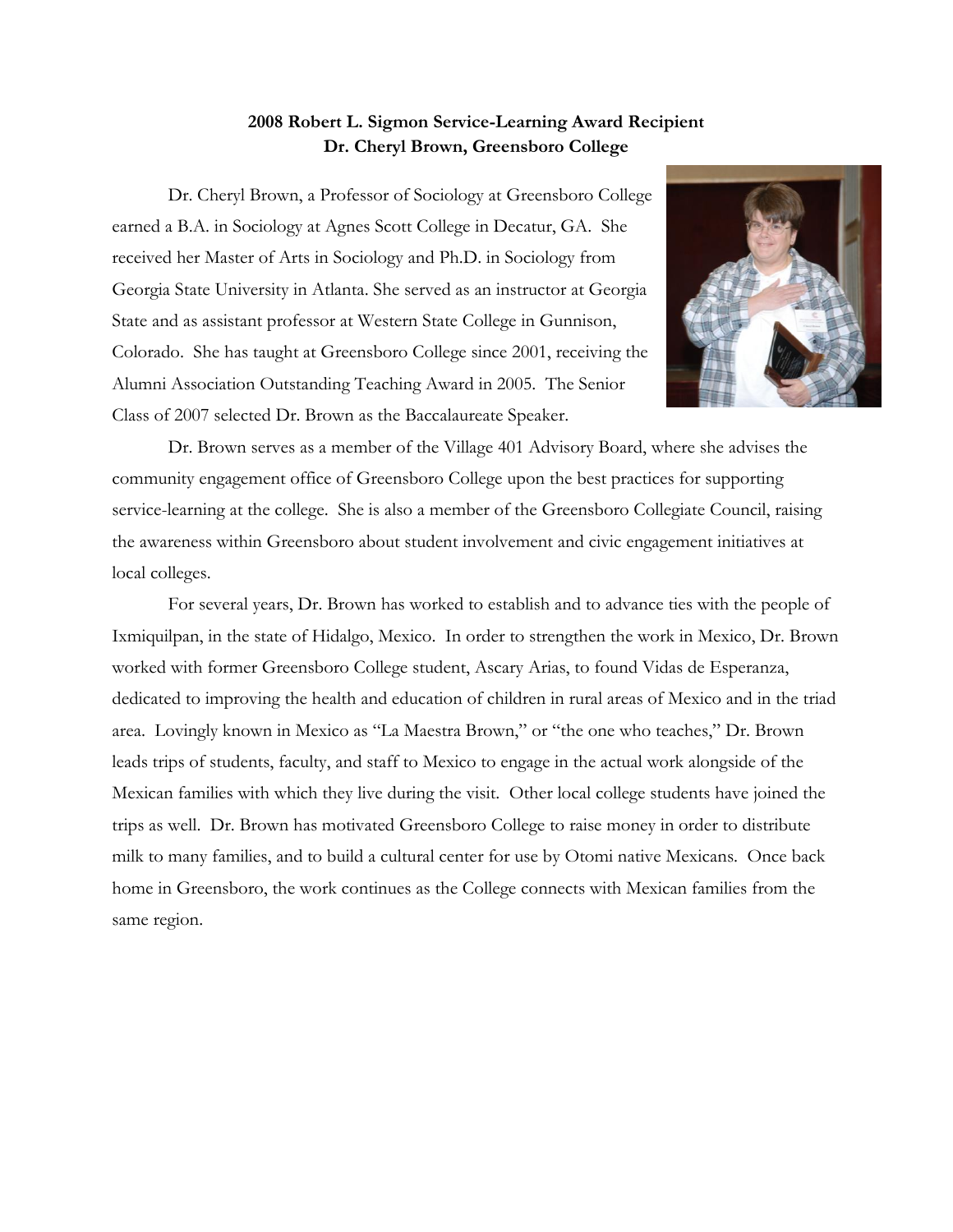**2008 Robert L. Sigmon Service-Learning Award Recipient**
**Dr. Cheryl Brown, Greensboro College**

Dr. Cheryl Brown, a Professor of Sociology at Greensboro College earned a B.A. in Sociology at Agnes Scott College in Decatur, GA. She received her Master of Arts in Sociology and Ph.D. in Sociology from Georgia State University in Atlanta. She served as an instructor at Georgia State and as assistant professor at Western State College in Gunnison, Colorado. She has taught at Greensboro College since 2001, receiving the Alumni Association Outstanding Teaching Award in 2005. The Senior Class of 2007 selected Dr. Brown as the Baccalaureate Speaker.

Dr. Brown serves as a member of the Village 401 Advisory Board, where she advises the community engagement office of Greensboro College upon the best practices for supporting service-learning at the college. She is also a member of the Greensboro Collegiate Council, raising the awareness within Greensboro about student involvement and civic engagement initiatives at local colleges.

For several years, Dr. Brown has worked to establish and to advance ties with the people of Ixmiquilpan, in the state of Hidalgo, Mexico. In order to strengthen the work in Mexico, Dr. Brown worked with former Greensboro College student, Ascary Arias, to found Vidas de Esperanza, dedicated to improving the health and education of children in rural areas of Mexico and in the triad area. Lovingly known in Mexico as "La Maestra Brown," or "the one who teaches," Dr. Brown leads trips of students, faculty, and staff to Mexico to engage in the actual work alongside of the Mexican families with which they live during the visit. Other local college students have joined the trips as well. Dr. Brown has motivated Greensboro College to raise money in order to distribute milk to many families, and to build a cultural center for use by Otomi native Mexicans. Once back home in Greensboro, the work continues as the College connects with Mexican families from the same region.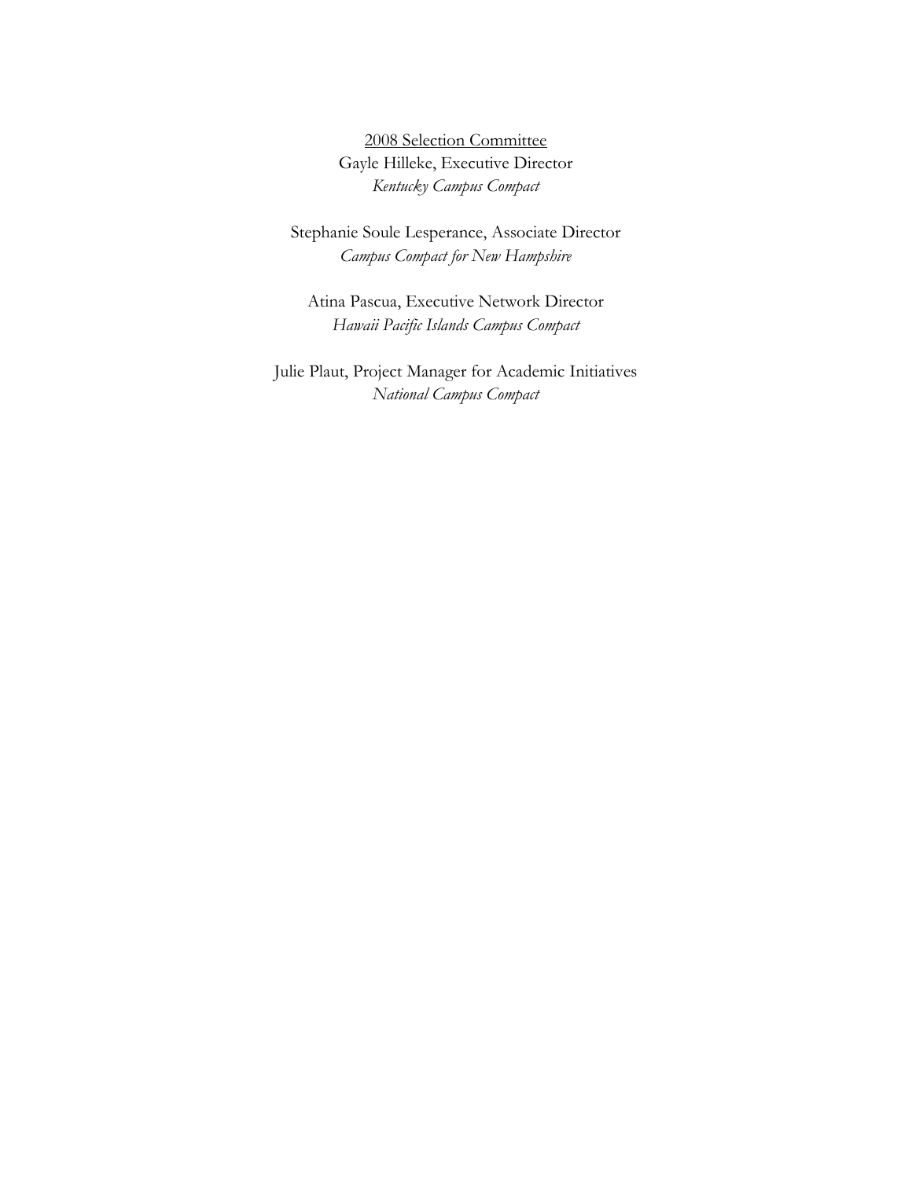2008 Selection Committee

Gayle Hilleke, Executive Director
*Kentucky Campus Compact*

Stephanie Soule Lesperance, Associate Director
*Campus Compact for New Hampshire*

Atina Pascua, Executive Network Director
*Hawaii Pacific Islands Campus Compact*

Julie Plaut, Project Manager for Academic Initiatives
*National Campus Compact*